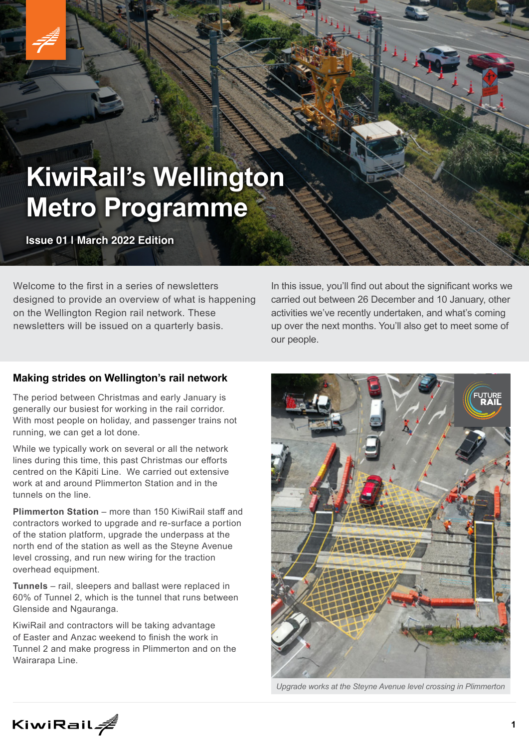# KiwiRail's Wellington Metro Programme

**Issue 01 I March 2022 Edition**

Welcome to the first in a series of newsletters designed to provide an overview of what is happening on the Wellington Region rail network. These newsletters will be issued on a quarterly basis.

In this issue, you'll find out about the significant works we carried out between 26 December and 10 January, other activities we've recently undertaken, and what's coming up over the next months. You'll also get to meet some of our people.

## Making strides on Wellington's rail network

The period between Christmas and early January is generally our busiest for working in the rail corridor. With most people on holiday, and passenger trains not running, we can get a lot done.

While we typically work on several or all the network lines during this time, this past Christmas our efforts centred on the Kāpiti Line. We carried out extensive work at and around Plimmerton Station and in the tunnels on the line.

**Plimmerton Station** – more than 150 KiwiRail staff and contractors worked to upgrade and re-surface a portion of the station platform, upgrade the underpass at the north end of the station as well as the Steyne Avenue level crossing, and run new wiring for the traction overhead equipment.

**Tunnels** – rail, sleepers and ballast were replaced in 60% of Tunnel 2, which is the tunnel that runs between Glenside and Ngauranga.

KiwiRail and contractors will be taking advantage of Easter and Anzac weekend to finish the work in Tunnel 2 and make progress in Plimmerton and on the Wairarapa Line.

*Upgrade works at the Steyne Avenue level crossing in Plimmerton*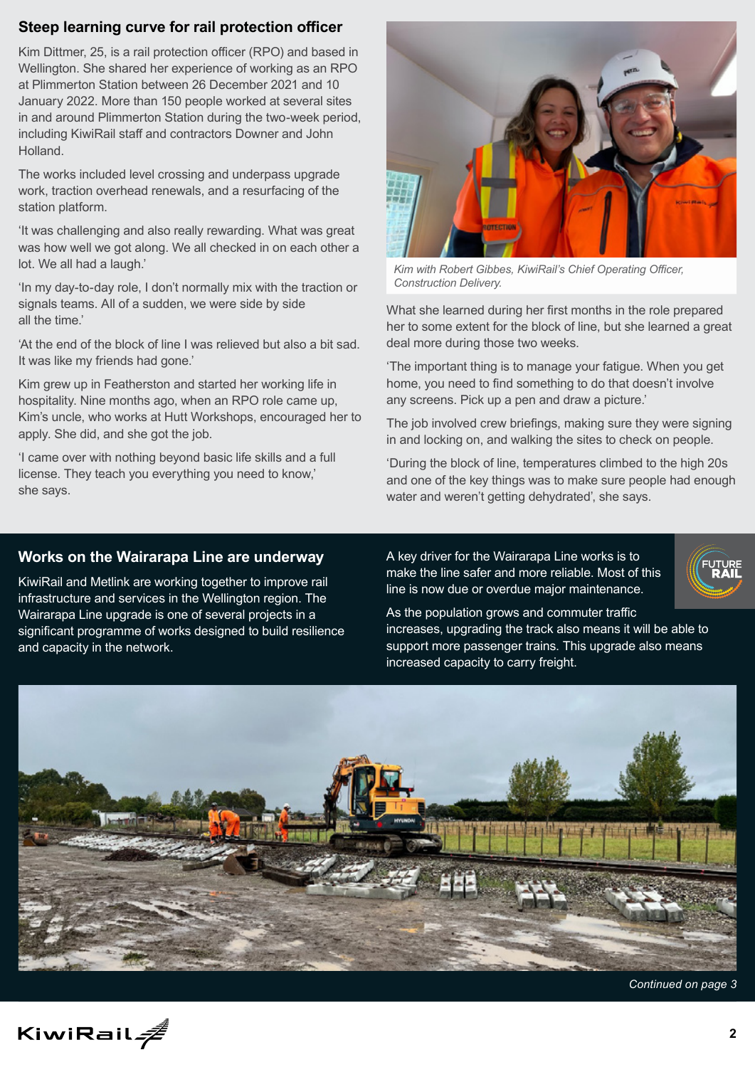## Steep learning curve for rail protection officer

Kim Dittmer, 25, is a rail protection officer (RPO) and based in Wellington. She shared her experience of working as an RPO at Plimmerton Station between 26 December 2021 and 10 January 2022. More than 150 people worked at several sites in and around Plimmerton Station during the two-week period, including KiwiRail staff and contractors Downer and John Holland.

The works included level crossing and underpass upgrade work, traction overhead renewals, and a resurfacing of the station platform.

'It was challenging and also really rewarding. What was great was how well we got along. We all checked in on each other a lot. We all had a laugh.'

'In my day-to-day role, I don't normally mix with the traction or signals teams. All of a sudden, we were side by side all the time.'

'At the end of the block of line I was relieved but also a bit sad. It was like my friends had gone.'

Kim grew up in Featherston and started her working life in hospitality. Nine months ago, when an RPO role came up, Kim's uncle, who works at Hutt Workshops, encouraged her to apply. She did, and she got the job.

'I came over with nothing beyond basic life skills and a full license. They teach you everything you need to know,' she says.

*Kim with Robert Gibbes, KiwiRail's Chief Operating Officer, Construction Delivery.*

What she learned during her first months in the role prepared her to some extent for the block of line, but she learned a great deal more during those two weeks.

'The important thing is to manage your fatigue. When you get home, you need to find something to do that doesn't involve any screens. Pick up a pen and draw a picture.'

The job involved crew briefings, making sure they were signing in and locking on, and walking the sites to check on people.

'During the block of line, temperatures climbed to the high 20s and one of the key things was to make sure people had enough water and weren't getting dehydrated', she says.

## Works on the Wairarapa Line are underway

KiwiRail and Metlink are working together to improve rail infrastructure and services in the Wellington region. The Wairarapa Line upgrade is one of several projects in a significant programme of works designed to build resilience and capacity in the network.

A key driver for the Wairarapa Line works is to make the line safer and more reliable. Most of this line is now due or overdue major maintenance.

As the population grows and commuter traffic increases, upgrading the track also means it will be able to support more passenger trains. This upgrade also means increased capacity to carry freight.

*Continued on page 3*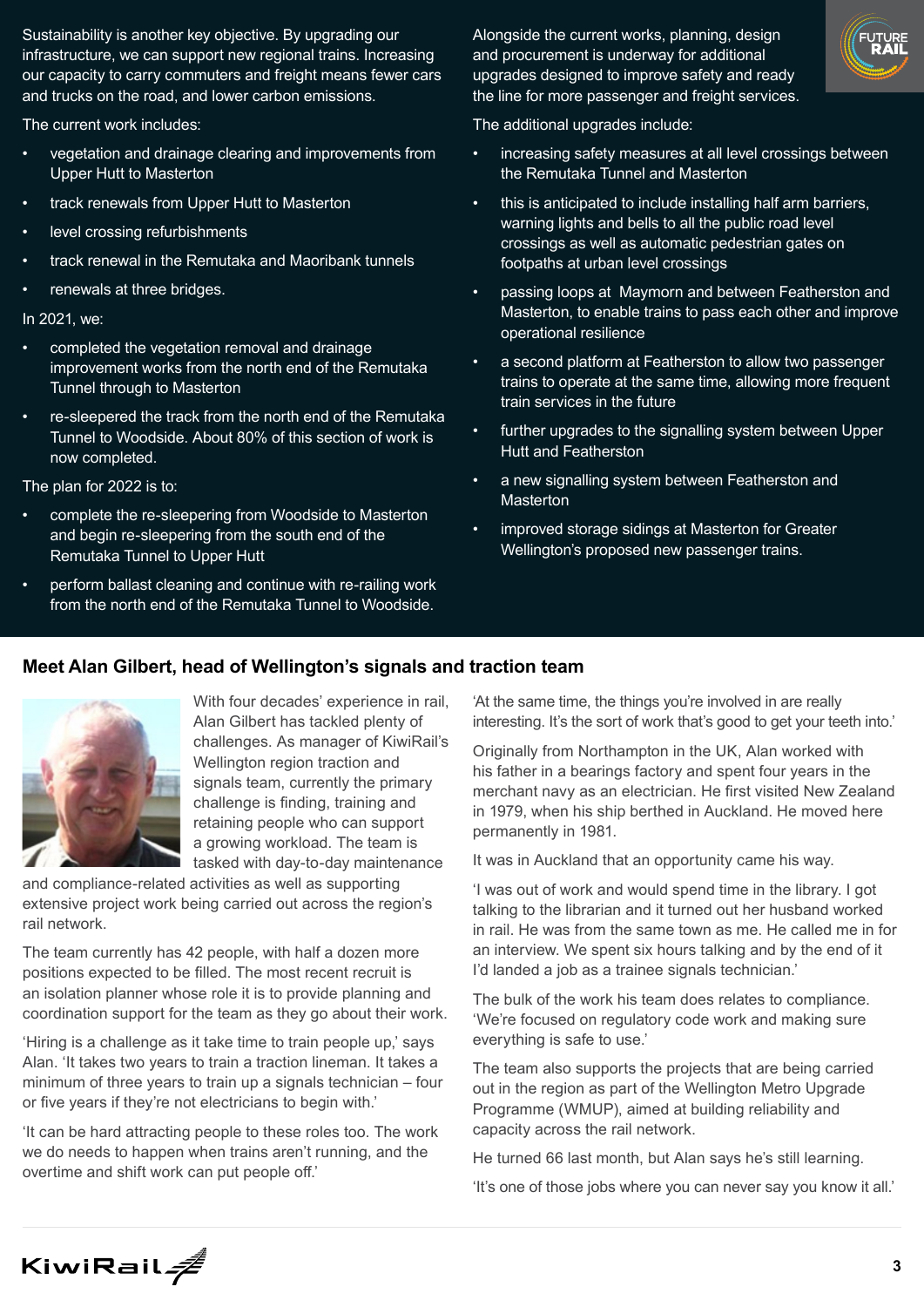Sustainability is another key objective. By upgrading our infrastructure, we can support new regional trains. Increasing our capacity to carry commuters and freight means fewer cars and trucks on the road, and lower carbon emissions.

The current work includes:

- vegetation and drainage clearing and improvements from Upper Hutt to Masterton
- track renewals from Upper Hutt to Masterton
- level crossing refurbishments
- track renewal in the Remutaka and Maoribank tunnels
- renewals at three bridges.

In 2021, we:

- completed the vegetation removal and drainage improvement works from the north end of the Remutaka Tunnel through to Masterton
- re-sleepered the track from the north end of the Remutaka Tunnel to Woodside. About 80% of this section of work is now completed.

The plan for 2022 is to:

- complete the re-sleepering from Woodside to Masterton and begin re-sleepering from the south end of the Remutaka Tunnel to Upper Hutt
- perform ballast cleaning and continue with re-railing work from the north end of the Remutaka Tunnel to Woodside.

Alongside the current works, planning, design and procurement is underway for additional upgrades designed to improve safety and ready the line for more passenger and freight services.

The additional upgrades include:

- increasing safety measures at all level crossings between the Remutaka Tunnel and Masterton
- this is anticipated to include installing half arm barriers, warning lights and bells to all the public road level crossings as well as automatic pedestrian gates on footpaths at urban level crossings
- passing loops at Maymorn and between Featherston and Masterton, to enable trains to pass each other and improve operational resilience
- a second platform at Featherston to allow two passenger trains to operate at the same time, allowing more frequent train services in the future
- further upgrades to the signalling system between Upper Hutt and Featherston
- a new signalling system between Featherston and Masterton
- improved storage sidings at Masterton for Greater Wellington's proposed new passenger trains.

## Meet Alan Gilbert, head of Wellington's signals and traction team

With four decades' experience in rail, Alan Gilbert has tackled plenty of challenges. As manager of KiwiRail's Wellington region traction and signals team, currently the primary challenge is finding, training and retaining people who can support a growing workload. The team is tasked with day-to-day maintenance and compliance-related activities as well as supporting extensive project work being carried out across the region's rail network.

The team currently has 42 people, with half a dozen more positions expected to be filled. The most recent recruit is an isolation planner whose role it is to provide planning and coordination support for the team as they go about their work.

'Hiring is a challenge as it take time to train people up,' says Alan. 'It takes two years to train a traction lineman. It takes a minimum of three years to train up a signals technician – four or five years if they're not electricians to begin with.'

'It can be hard attracting people to these roles too. The work we do needs to happen when trains aren't running, and the overtime and shift work can put people off.'

'At the same time, the things you're involved in are really interesting. It's the sort of work that's good to get your teeth into.'

Originally from Northampton in the UK, Alan worked with his father in a bearings factory and spent four years in the merchant navy as an electrician. He first visited New Zealand in 1979, when his ship berthed in Auckland. He moved here permanently in 1981.

It was in Auckland that an opportunity came his way.

'I was out of work and would spend time in the library. I got talking to the librarian and it turned out her husband worked in rail. He was from the same town as me. He called me in for an interview. We spent six hours talking and by the end of it I'd landed a job as a trainee signals technician.'

The bulk of the work his team does relates to compliance. 'We're focused on regulatory code work and making sure everything is safe to use.'

The team also supports the projects that are being carried out in the region as part of the Wellington Metro Upgrade Programme (WMUP), aimed at building reliability and capacity across the rail network.

He turned 66 last month, but Alan says he's still learning.

'It's one of those jobs where you can never say you know it all.'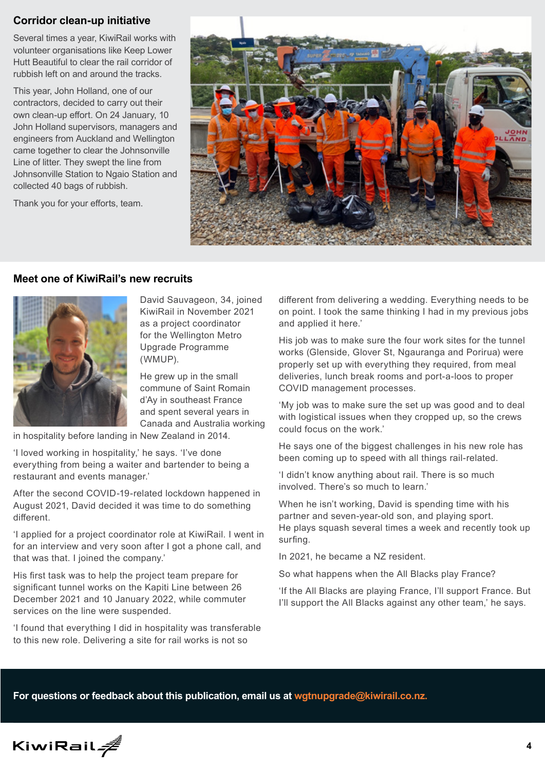## Corridor clean-up initiative

Several times a year, KiwiRail works with volunteer organisations like Keep Lower Hutt Beautiful to clear the rail corridor of rubbish left on and around the tracks.

This year, John Holland, one of our contractors, decided to carry out their own clean-up effort. On 24 January, 10 John Holland supervisors, managers and engineers from Auckland and Wellington came together to clear the Johnsonville Line of litter. They swept the line from Johnsonville Station to Ngaio Station and collected 40 bags of rubbish.

Thank you for your efforts, team.

## Meet one of KiwiRail's new recruits

David Sauvageon, 34, joined KiwiRail in November 2021 as a project coordinator for the Wellington Metro Upgrade Programme (WMUP).

He grew up in the small commune of Saint Romain d'Ay in southeast France and spent several years in Canada and Australia working in hospitality before landing in New Zealand in 2014.

'I loved working in hospitality,' he says. 'I've done everything from being a waiter and bartender to being a restaurant and events manager.'

After the second COVID-19-related lockdown happened in August 2021, David decided it was time to do something different.

'I applied for a project coordinator role at KiwiRail. I went in for an interview and very soon after I got a phone call, and that was that. I joined the company.'

His first task was to help the project team prepare for significant tunnel works on the Kapiti Line between 26 December 2021 and 10 January 2022, while commuter services on the line were suspended.

'I found that everything I did in hospitality was transferable to this new role. Delivering a site for rail works is not so different from delivering a wedding. Everything needs to be on point. I took the same thinking I had in my previous jobs and applied it here.'

His job was to make sure the four work sites for the tunnel works (Glenside, Glover St, Ngauranga and Porirua) were properly set up with everything they required, from meal deliveries, lunch break rooms and port-a-loos to proper COVID management processes.

'My job was to make sure the set up was good and to deal with logistical issues when they cropped up, so the crews could focus on the work.'

He says one of the biggest challenges in his new role has been coming up to speed with all things rail-related.

'I didn't know anything about rail. There is so much involved. There's so much to learn.'

When he isn't working, David is spending time with his partner and seven-year-old son, and playing sport. He plays squash several times a week and recently took up surfing.

In 2021, he became a NZ resident.

So what happens when the All Blacks play France?

'If the All Blacks are playing France, I'll support France. But I'll support the All Blacks against any other team,' he says.

**For questions or feedback about this publication, email us at wgtnupgrade@kiwirail.co.nz.**

KiwiRail